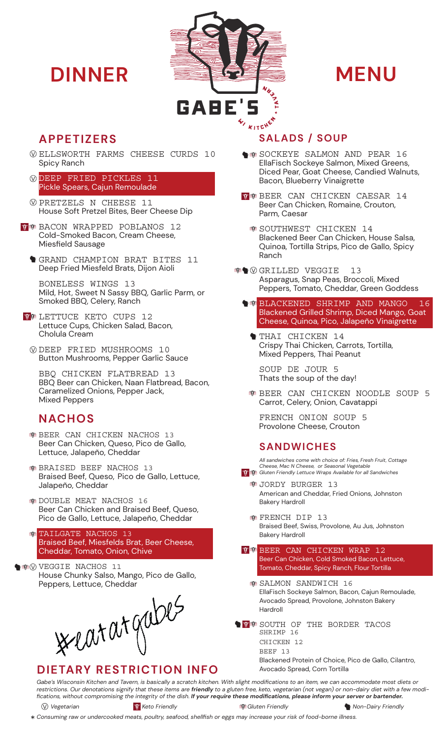# DINNER MENU

GABE'S WI KITCHEN • TAVERN

## APPETIZERS

Ⓥ ELLSWORTH FARMS CHEESE CURDS 10
Spicy Ranch

Ⓥ DEEP FRIED PICKLES 11
Pickle Spears, Cajun Remoulade

Ⓥ PRETZELS N CHEESE 11
House Soft Pretzel Bites, Beer Cheese Dip

BACON WRAPPED POBLANOS 12
Cold-Smoked Bacon, Cream Cheese, Miesfield Sausage

GRAND CHAMPION BRAT BITES 11
Deep Fried Miesfeld Brats, Dijon Aioli

BONELESS WINGS 13
Mild, Hot, Sweet N Sassy BBQ, Garlic Parm, or Smoked BBQ, Celery, Ranch

LETTUCE KETO CUPS 12
Lettuce Cups, Chicken Salad, Bacon, Cholula Cream

Ⓥ DEEP FRIED MUSHROOMS 10
Button Mushrooms, Pepper Garlic Sauce

BBQ CHICKEN FLATBREAD 13
BBQ Beer can Chicken, Naan Flatbread, Bacon, Caramelized Onions, Pepper Jack, Mixed Peppers

## NACHOS

BEER CAN CHICKEN NACHOS 13
Beer Can Chicken, Queso, Pico de Gallo, Lettuce, Jalapeño, Cheddar

BRAISED BEEF NACHOS 13
Braised Beef, Queso, Pico de Gallo, Lettuce, Jalapeño, Cheddar

DOUBLE MEAT NACHOS 16
Beer Can Chicken and Braised Beef, Queso, Pico de Gallo, Lettuce, Jalapeño, Cheddar

TAILGATE NACHOS 13
Braised Beef, Miesfelds Brat, Beer Cheese, Cheddar, Tomato, Onion, Chive

Ⓥ VEGGIE NACHOS 11
House Chunky Salso, Mango, Pico de Gallo, Peppers, Lettuce, Cheddar

#eatatgabes

## SALADS / SOUP

SOCKEYE SALMON AND PEAR 16
EllaFisch Sockeye Salmon, Mixed Greens, Diced Pear, Goat Cheese, Candied Walnuts, Bacon, Blueberry Vinaigrette

BEER CAN CHICKEN CAESAR 14
Beer Can Chicken, Romaine, Crouton, Parm, Caesar

SOUTHWEST CHICKEN 14
Blackened Beer Can Chicken, House Salsa, Quinoa, Tortilla Strips, Pico de Gallo, Spicy Ranch

Ⓥ GRILLED VEGGIE 13
Asparagus, Snap Peas, Broccoli, Mixed Peppers, Tomato, Cheddar, Green Goddess

BLACKENED SHRIMP AND MANGO 16
Blackened Grilled Shrimp, Diced Mango, Goat Cheese, Quinoa, Pico, Jalapeño Vinaigrette

THAI CHICKEN 14
Crispy Thai Chicken, Carrots, Tortilla, Mixed Peppers, Thai Peanut

SOUP DE JOUR 5
Thats the soup of the day!

BEER CAN CHICKEN NOODLE SOUP 5
Carrot, Celery, Onion, Cavatappi

FRENCH ONION SOUP 5
Provolone Cheese, Crouton

## SANDWICHES

*All sandwiches come with choice of: Fries, Fresh Fruit, Cottage Cheese, Mac N Cheese, or Seasonal Vegetable*
*Gluten Friendly Lettuce Wraps Available for all Sandwiches*

JORDY BURGER 13
American and Cheddar, Fried Onions, Johnston Bakery Hardroll

FRENCH DIP 13
Braised Beef, Swiss, Provolone, Au Jus, Johnston Bakery Hardroll

BEER CAN CHICKEN WRAP 12
Beer Can Chicken, Cold Smoked Bacon, Lettuce, Tomato, Cheddar, Spicy Ranch, Flour Tortilla

SALMON SANDWICH 16
EllaFisch Sockeye Salmon, Bacon, Cajun Remoulade, Avocado Spread, Provolone, Johnston Bakery Hardroll

SOUTH OF THE BORDER TACOS
SHRIMP 16
CHICKEN 12
BEEF 13
Blackened Protein of Choice, Pico de Gallo, Cilantro, Avocado Spread, Corn Tortilla

## DIETARY RESTRICTION INFO

*Gabe's Wisconsin Kitchen and Tavern, is basically a scratch kitchen. With slight modifications to an item, we can accommodate most diets or restrictions. Our denotations signify that these items are **friendly** to a gluten free, keto, vegetarian (not vegan) or non-dairy diet with a few modifications, without compromising the integrity of the dish. **If your require these modifications, please inform your server or bartender.***

Ⓥ *Vegetarian* — *Keto Friendly* — *Gluten Friendly* — *Non-Dairy Friendly*

*\* Consuming raw or undercooked meats, poultry, seafood, shellfish or eggs may increase your risk of food-borne illness.*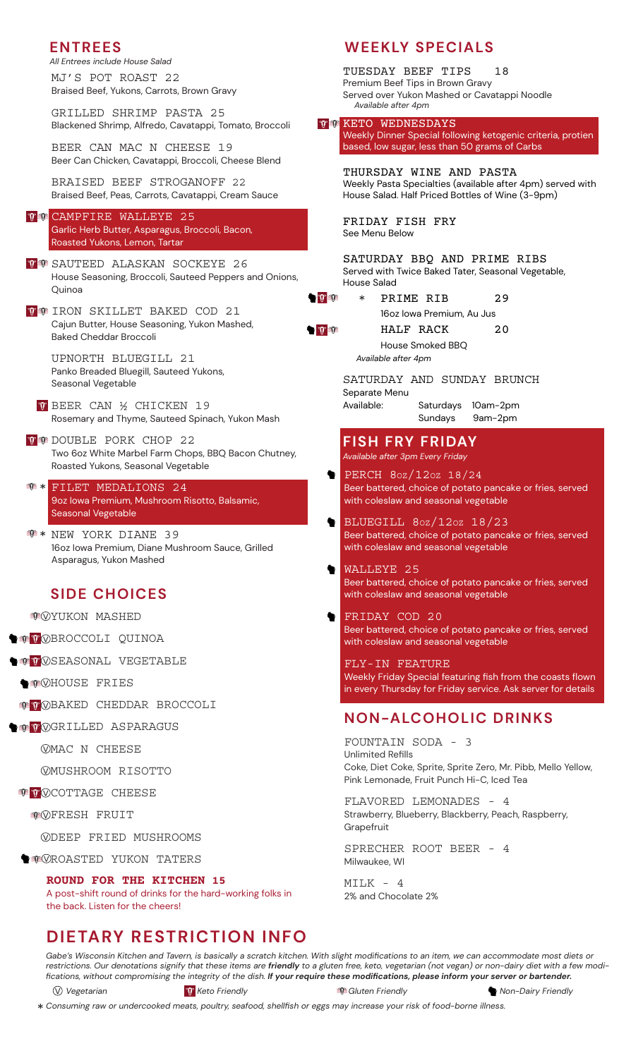## ENTREES

*All Entrees include House Salad*

MJ'S POT ROAST 22
Braised Beef, Yukons, Carrots, Brown Gravy

GRILLED SHRIMP PASTA 25
Blackened Shrimp, Alfredo, Cavatappi, Tomato, Broccoli

BEER CAN MAC N CHEESE 19
Beer Can Chicken, Cavatappi, Broccoli, Cheese Blend

BRAISED BEEF STROGANOFF 22
Braised Beef, Peas, Carrots, Cavatappi, Cream Sauce

CAMPFIRE WALLEYE 25
Garlic Herb Butter, Asparagus, Broccoli, Bacon, Roasted Yukons, Lemon, Tartar

SAUTEED ALASKAN SOCKEYE 26
House Seasoning, Broccoli, Sauteed Peppers and Onions, Quinoa

IRON SKILLET BAKED COD 21
Cajun Butter, House Seasoning, Yukon Mashed, Baked Cheddar Broccoli

UPNORTH BLUEGILL 21
Panko Breaded Bluegill, Sauteed Yukons, Seasonal Vegetable

BEER CAN ½ CHICKEN 19
Rosemary and Thyme, Sauteed Spinach, Yukon Mash

DOUBLE PORK CHOP 22
Two 6oz White Marbel Farm Chops, BBQ Bacon Chutney, Roasted Yukons, Seasonal Vegetable

* FILET MEDALIONS 24
9oz Iowa Premium, Mushroom Risotto, Balsamic, Seasonal Vegetable

* NEW YORK DIANE 39
16oz Iowa Premium, Diane Mushroom Sauce, Grilled Asparagus, Yukon Mashed

## SIDE CHOICES

- YUKON MASHED
- BROCCOLI QUINOA
- SEASONAL VEGETABLE
- HOUSE FRIES
- BAKED CHEDDAR BROCCOLI
- GRILLED ASPARAGUS
- MAC N CHEESE
- MUSHROOM RISOTTO
- COTTAGE CHEESE
- FRESH FRUIT
- DEEP FRIED MUSHROOMS
- ROASTED YUKON TATERS

**ROUND FOR THE KITCHEN 15**
A post-shift round of drinks for the hard-working folks in the back. Listen for the cheers!

## WEEKLY SPECIALS

TUESDAY BEEF TIPS 18
Premium Beef Tips in Brown Gravy
Served over Yukon Mashed or Cavatappi Noodle
*Available after 4pm*

KETO WEDNESDAYS
Weekly Dinner Special following ketogenic criteria, protien based, low sugar, less than 50 grams of Carbs

THURSDAY WINE AND PASTA
Weekly Pasta Specialties (available after 4pm) served with House Salad. Half Priced Bottles of Wine (3-9pm)

FRIDAY FISH FRY
See Menu Below

SATURDAY BBQ AND PRIME RIBS
Served with Twice Baked Tater, Seasonal Vegetable, House Salad

* PRIME RIB 29
16oz Iowa Premium, Au Jus

HALF RACK 20
House Smoked BBQ
*Available after 4pm*

SATURDAY AND SUNDAY BRUNCH
Separate Menu
Available: Saturdays 10am-2pm
Sundays 9am-2pm

## FISH FRY FRIDAY

*Available after 3pm Every Friday*

PERCH 8oz/12oz 18/24
Beer battered, choice of potato pancake or fries, served with coleslaw and seasonal vegetable

BLUEGILL 8oz/12oz 18/23
Beer battered, choice of potato pancake or fries, served with coleslaw and seasonal vegetable

WALLEYE 25
Beer battered, choice of potato pancake or fries, served with coleslaw and seasonal vegetable

FRIDAY COD 20
Beer battered, choice of potato pancake or fries, served with coleslaw and seasonal vegetable

FLY-IN FEATURE
Weekly Friday Special featuring fish from the coasts flown in every Thursday for Friday service. Ask server for details

## NON-ALCOHOLIC DRINKS

FOUNTAIN SODA - 3
Unlimited Refills
Coke, Diet Coke, Sprite, Sprite Zero, Mr. Pibb, Mello Yellow, Pink Lemonade, Fruit Punch Hi-C, Iced Tea

FLAVORED LEMONADES - 4
Strawberry, Blueberry, Blackberry, Peach, Raspberry, Grapefruit

SPRECHER ROOT BEER - 4
Milwaukee, WI

MILK - 4
2% and Chocolate 2%

## DIETARY RESTRICTION INFO

*Gabe's Wisconsin Kitchen and Tavern, is basically a scratch kitchen. With slight modifications to an item, we can accommodate most diets or restrictions. Our denotations signify that these items are **friendly** to a gluten free, keto, vegetarian (not vegan) or non-dairy diet with a few modifications, without compromising the integrity of the dish. **If your require these modifications, please inform your server or bartender.***

Ⓥ *Vegetarian* — *Keto Friendly* — *Gluten Friendly* — *Non-Dairy Friendly*

* *Consuming raw or undercooked meats, poultry, seafood, shellfish or eggs may increase your risk of food-borne illness.*